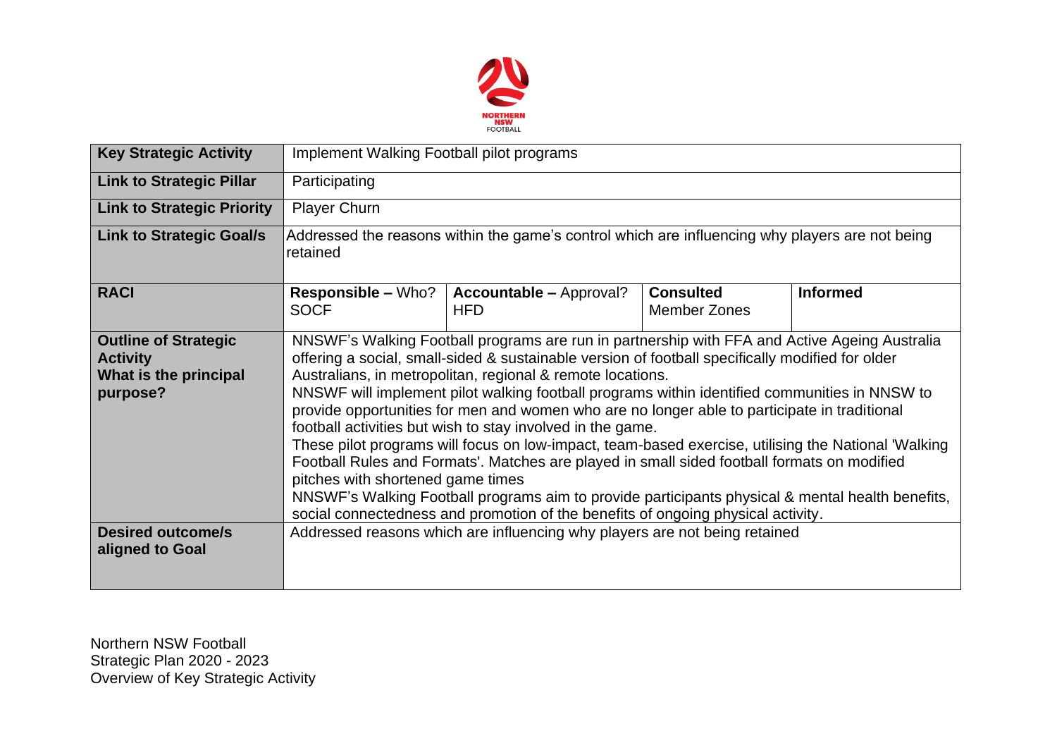NORTHERN NSW FOOTBALL

| Key Strategic Activity | Implement Walking Football pilot programs | | | |
|---|---|---|---|---|
| **Link to Strategic Pillar** | Participating | | | |
| **Link to Strategic Priority** | Player Churn | | | |
| **Link to Strategic Goal/s** | Addressed the reasons within the game's control which are influencing why players are not being retained | | | |
| **RACI** | **Responsible –** Who? SOCF | **Accountable –** Approval? HFD | **Consulted** Member Zones | **Informed** |
| **Outline of Strategic Activity What is the principal purpose?** | NNSWF's Walking Football programs are run in partnership with FFA and Active Ageing Australia offering a social, small-sided & sustainable version of football specifically modified for older Australians, in metropolitan, regional & remote locations. NNSWF will implement pilot walking football programs within identified communities in NNSW to provide opportunities for men and women who are no longer able to participate in traditional football activities but wish to stay involved in the game. These pilot programs will focus on low-impact, team-based exercise, utilising the National 'Walking Football Rules and Formats'. Matches are played in small sided football formats on modified pitches with shortened game times NNSWF's Walking Football programs aim to provide participants physical & mental health benefits, social connectedness and promotion of the benefits of ongoing physical activity. | | | |
| **Desired outcome/s aligned to Goal** | Addressed reasons which are influencing why players are not being retained | | | |

Northern NSW Football
Strategic Plan 2020 - 2023
Overview of Key Strategic Activity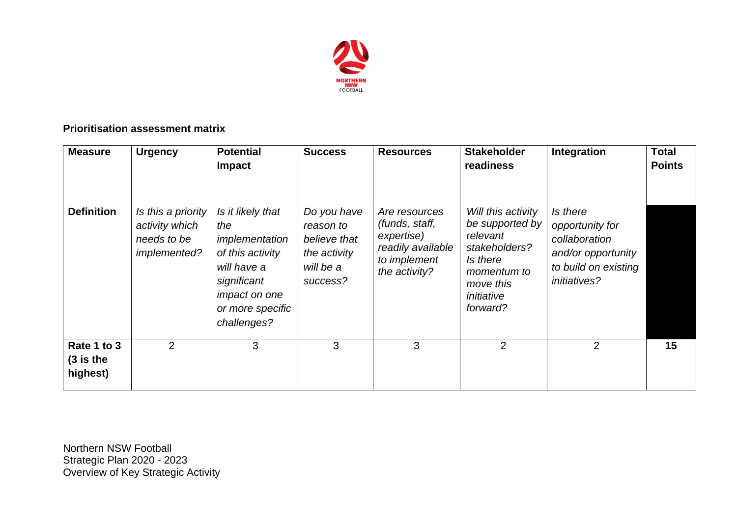**Prioritisation assessment matrix**

| Measure | Urgency | Potential Impact | Success | Resources | Stakeholder readiness | Integration | Total Points |
|---|---|---|---|---|---|---|---|
| **Definition** | *Is this a priority activity which needs to be implemented?* | *Is it likely that the implementation of this activity will have a significant impact on one or more specific challenges?* | *Do you have reason to believe that the activity will be a success?* | *Are resources (funds, staff, expertise) readily available to implement the activity?* | *Will this activity be supported by relevant stakeholders? Is there momentum to move this initiative forward?* | *Is there opportunity for collaboration and/or opportunity to build on existing initiatives?* | |
| **Rate 1 to 3 (3 is the highest)** | 2 | 3 | 3 | 3 | 2 | 2 | **15** |

Northern NSW Football
Strategic Plan 2020 - 2023
Overview of Key Strategic Activity